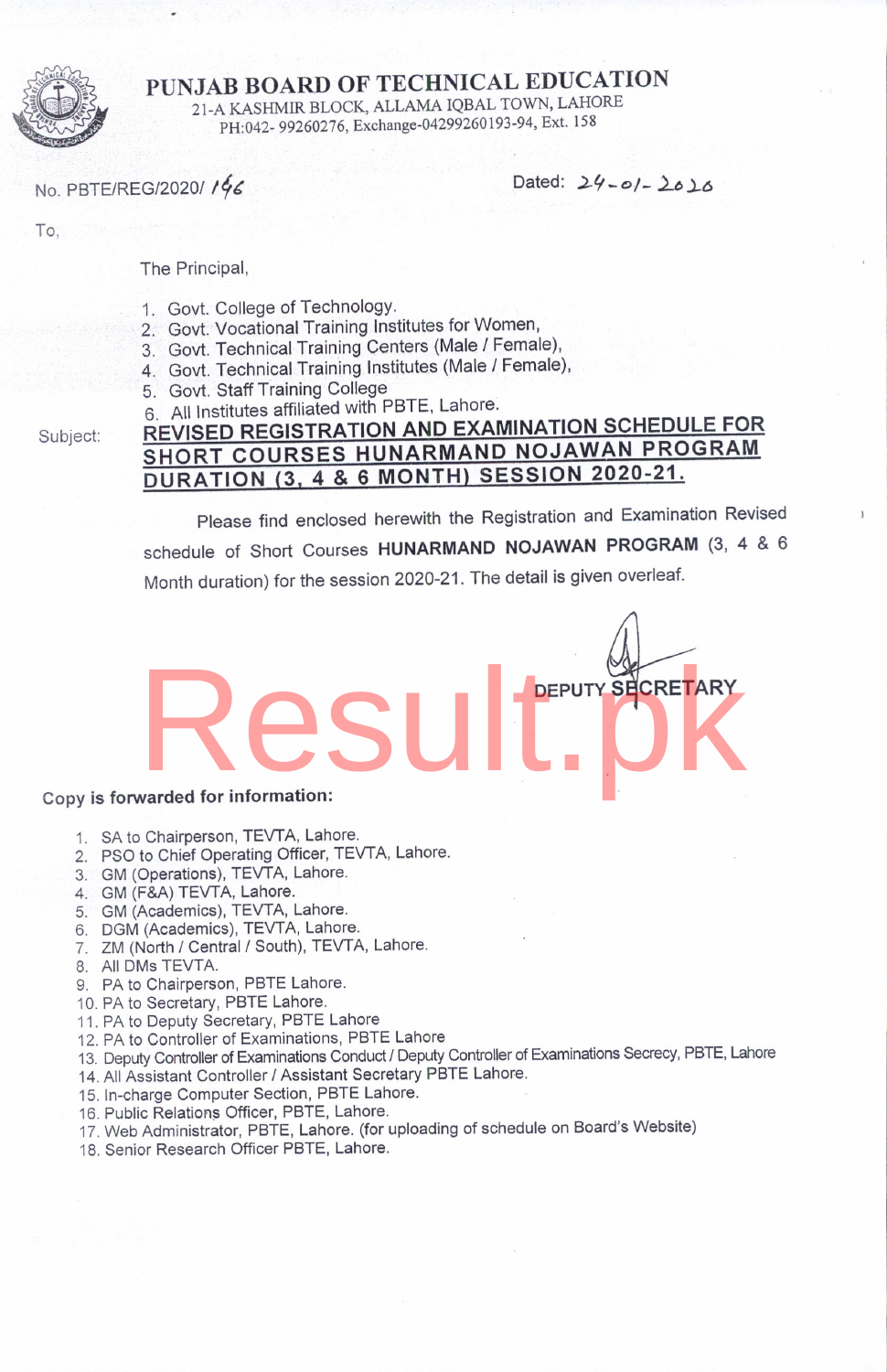# PUNJAB BOARD OF TECHNICAL EDUCATION

21-A KASHMIR BLOCK, ALLAMA IQBAL TOWN, LAHORE
PH:042- 99260276, Exchange-04299260193-94, Ext. 158

No. PBTE/REG/2020/ 146

Dated: 24-01-2020

To,

The Principal,

1. Govt. College of Technology.
2. Govt. Vocational Training Institutes for Women,
3. Govt. Technical Training Centers (Male / Female),
4. Govt. Technical Training Institutes (Male / Female),
5. Govt. Staff Training College
6. All Institutes affiliated with PBTE, Lahore.

Subject: **REVISED REGISTRATION AND EXAMINATION SCHEDULE FOR SHORT COURSES HUNARMAND NOJAWAN PROGRAM DURATION (3, 4 & 6 MONTH) SESSION 2020-21.**

Please find enclosed herewith the Registration and Examination Revised schedule of Short Courses **HUNARMAND NOJAWAN PROGRAM** (3, 4 & 6 Month duration) for the session 2020-21. The detail is given overleaf.

DEPUTY SECRETARY

**Copy is forwarded for information:**

1. SA to Chairperson, TEVTA, Lahore.
2. PSO to Chief Operating Officer, TEVTA, Lahore.
3. GM (Operations), TEVTA, Lahore.
4. GM (F&A) TEVTA, Lahore.
5. GM (Academics), TEVTA, Lahore.
6. DGM (Academics), TEVTA, Lahore.
7. ZM (North / Central / South), TEVTA, Lahore.
8. All DMs TEVTA.
9. PA to Chairperson, PBTE Lahore.
10. PA to Secretary, PBTE Lahore.
11. PA to Deputy Secretary, PBTE Lahore
12. PA to Controller of Examinations, PBTE Lahore
13. Deputy Controller of Examinations Conduct / Deputy Controller of Examinations Secrecy, PBTE, Lahore
14. All Assistant Controller / Assistant Secretary PBTE Lahore.
15. In-charge Computer Section, PBTE Lahore.
16. Public Relations Officer, PBTE, Lahore.
17. Web Administrator, PBTE, Lahore. (for uploading of schedule on Board's Website)
18. Senior Research Officer PBTE, Lahore.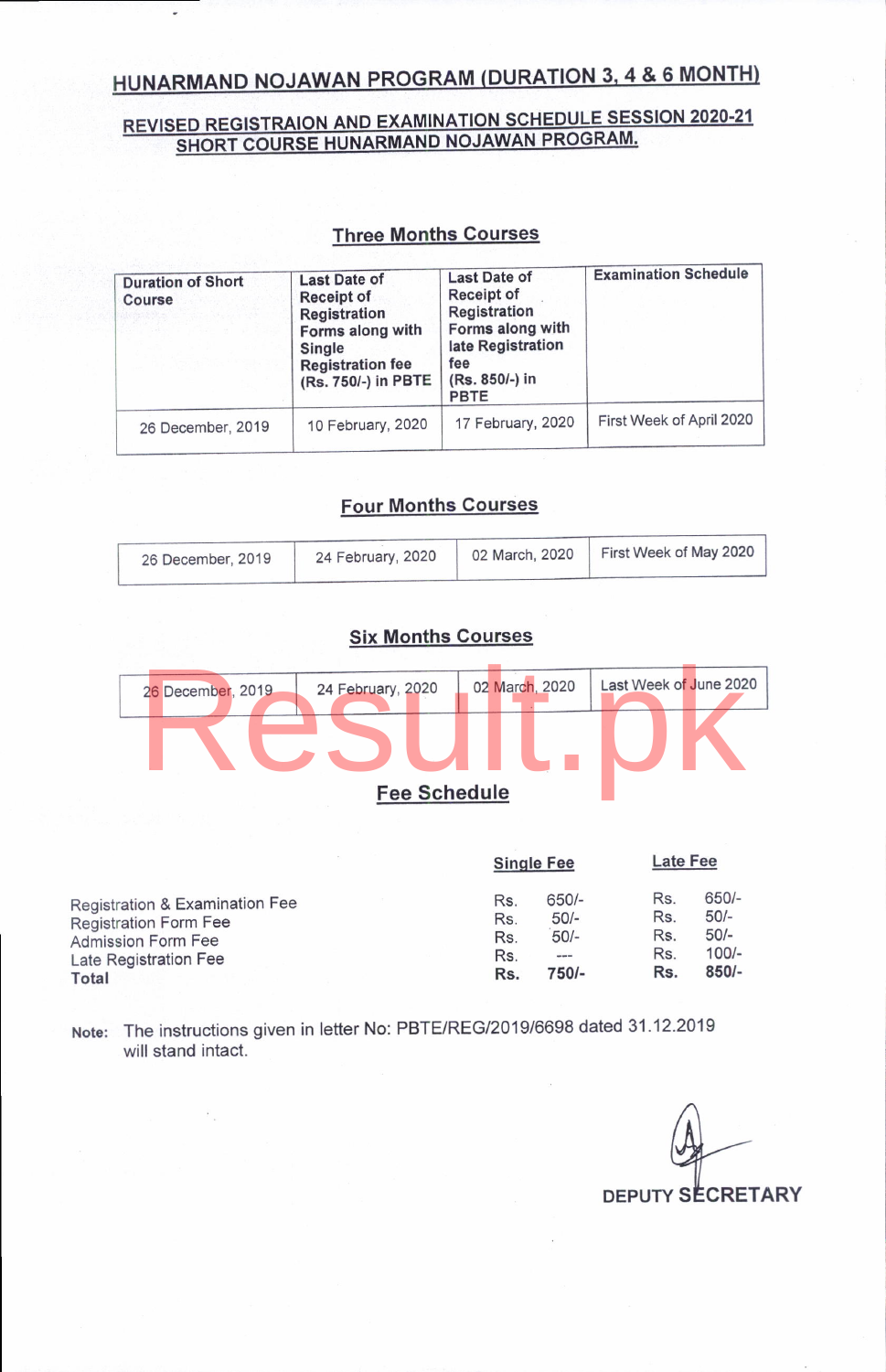# HUNARMAND NOJAWAN PROGRAM (DURATION 3, 4 & 6 MONTH)

## REVISED REGISTRAION AND EXAMINATION SCHEDULE SESSION 2020-21 SHORT COURSE HUNARMAND NOJAWAN PROGRAM.

### Three Months Courses

| Duration of Short Course | Last Date of Receipt of Registration Forms along with Single Registration fee (Rs. 750/-) in PBTE | Last Date of Receipt of Registration Forms along with late Registration fee (Rs. 850/-) in PBTE | Examination Schedule |
|---|---|---|---|
| 26 December, 2019 | 10 February, 2020 | 17 February, 2020 | First Week of April 2020 |

### Four Months Courses

| | | | |
|---|---|---|---|
| 26 December, 2019 | 24 February, 2020 | 02 March, 2020 | First Week of May 2020 |

### Six Months Courses

| | | | |
|---|---|---|---|
| 26 December, 2019 | 24 February, 2020 | 02 March, 2020 | Last Week of June 2020 |

### Fee Schedule

| | Single Fee | Late Fee |
|---|---|---|
| Registration & Examination Fee | Rs. 650/- | Rs. 650/- |
| Registration Form Fee | Rs. 50/- | Rs. 50/- |
| Admission Form Fee | Rs. 50/- | Rs. 50/- |
| Late Registration Fee | Rs. --- | Rs. 100/- |
| **Total** | **Rs. 750/-** | **Rs. 850/-** |

**Note:** The instructions given in letter No: PBTE/REG/2019/6698 dated 31.12.2019 will stand intact.

DEPUTY SECRETARY